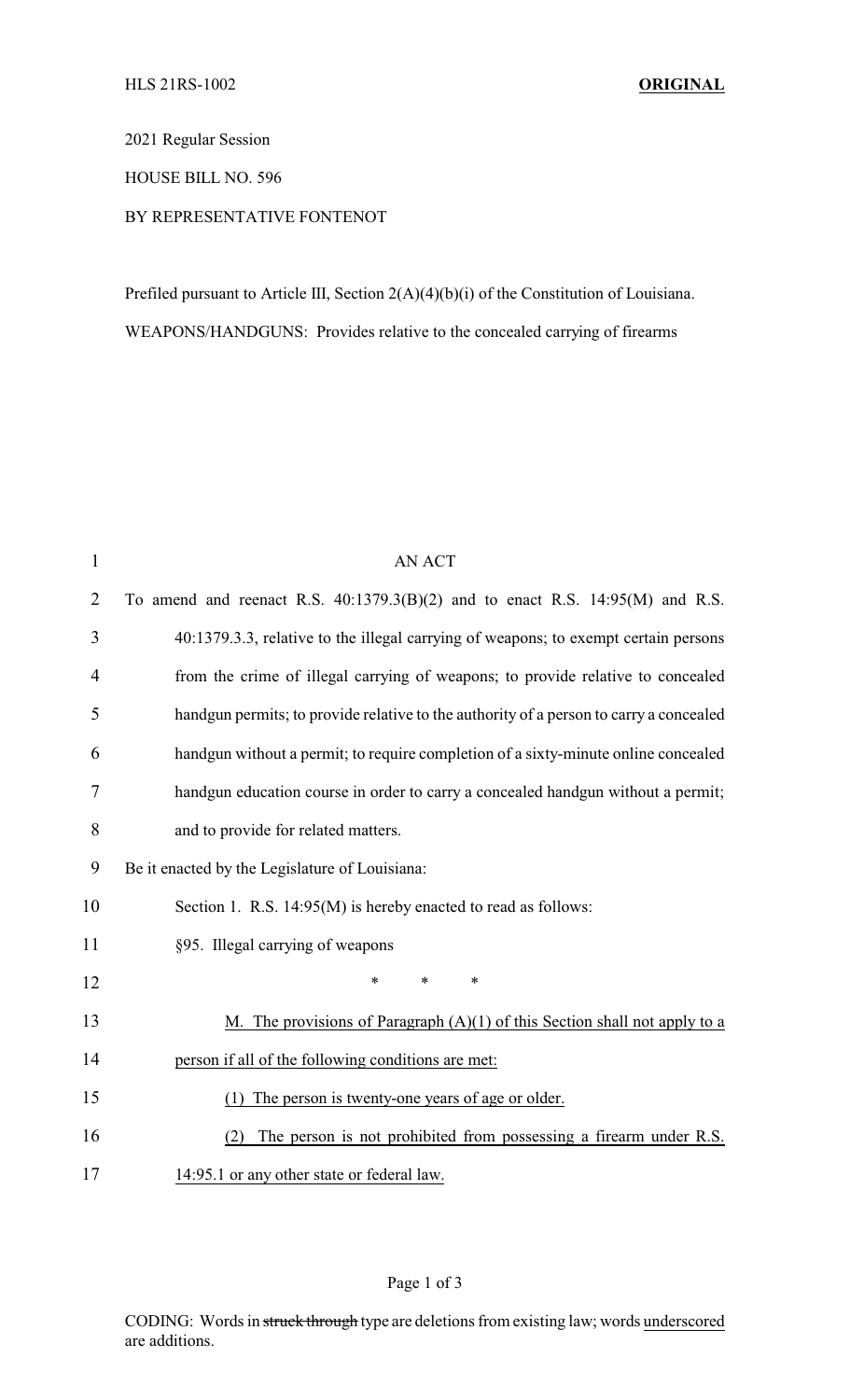HLS 21RS-1002 **ORIGINAL**

2021 Regular Session

HOUSE BILL NO. 596

BY REPRESENTATIVE FONTENOT

Prefiled pursuant to Article III, Section 2(A)(4)(b)(i) of the Constitution of Louisiana.

WEAPONS/HANDGUNS: Provides relative to the concealed carrying of firearms

AN ACT

To amend and reenact R.S. 40:1379.3(B)(2) and to enact R.S. 14:95(M) and R.S. 40:1379.3.3, relative to the illegal carrying of weapons; to exempt certain persons from the crime of illegal carrying of weapons; to provide relative to concealed handgun permits; to provide relative to the authority of a person to carry a concealed handgun without a permit; to require completion of a sixty-minute online concealed handgun education course in order to carry a concealed handgun without a permit; and to provide for related matters.

Be it enacted by the Legislature of Louisiana:

Section 1. R.S. 14:95(M) is hereby enacted to read as follows:

§95. Illegal carrying of weapons

\* \* \*

<u>M. The provisions of Paragraph (A)(1) of this Section shall not apply to a person if all of the following conditions are met:</u>

<u>(1) The person is twenty-one years of age or older.</u>

<u>(2) The person is not prohibited from possessing a firearm under R.S. 14:95.1 or any other state or federal law.</u>

CODING: Words in ~~struck through~~ type are deletions from existing law; words <u>underscored</u> are additions.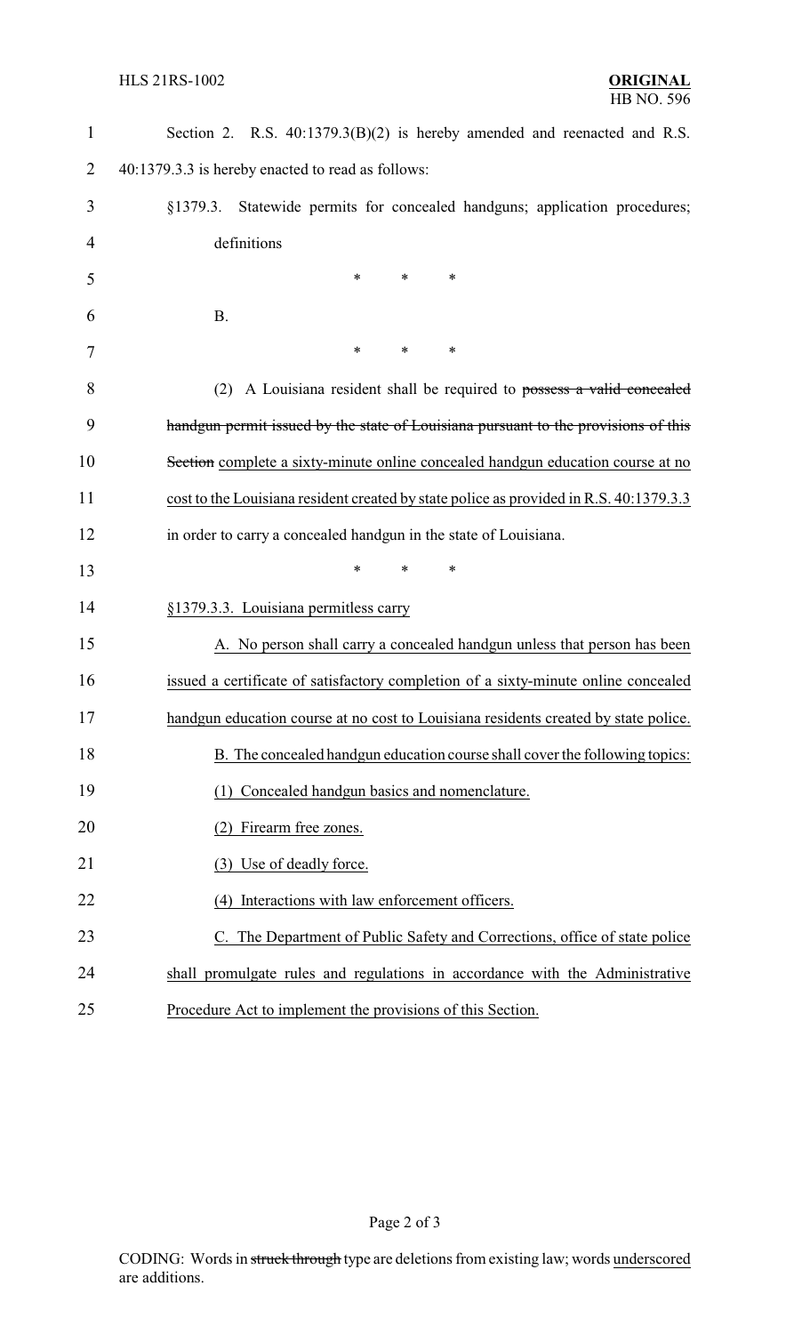Section 2. R.S. 40:1379.3(B)(2) is hereby amended and reenacted and R.S. 40:1379.3.3 is hereby enacted to read as follows:

§1379.3. Statewide permits for concealed handguns; application procedures; definitions

\* \* \*

B.

\* \* \*

(2) A Louisiana resident shall be required to ~~possess a valid concealed handgun permit issued by the state of Louisiana pursuant to the provisions of this Section~~ complete a sixty-minute online concealed handgun education course at no cost to the Louisiana resident created by state police as provided in R.S. 40:1379.3.3 in order to carry a concealed handgun in the state of Louisiana.

\* \* \*

§1379.3.3. Louisiana permitless carry

A. No person shall carry a concealed handgun unless that person has been issued a certificate of satisfactory completion of a sixty-minute online concealed handgun education course at no cost to Louisiana residents created by state police.

B. The concealed handgun education course shall cover the following topics:

(1) Concealed handgun basics and nomenclature.

(2) Firearm free zones.

(3) Use of deadly force.

(4) Interactions with law enforcement officers.

C. The Department of Public Safety and Corrections, office of state police shall promulgate rules and regulations in accordance with the Administrative Procedure Act to implement the provisions of this Section.

CODING: Words in ~~struck through~~ type are deletions from existing law; words underscored are additions.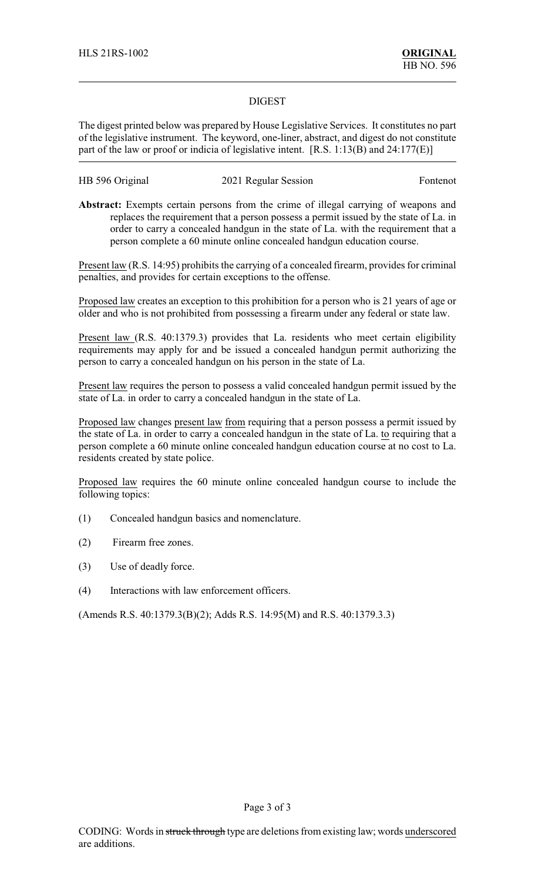HLS 21RS-1002 **ORIGINAL**
HB NO. 596

## DIGEST

The digest printed below was prepared by House Legislative Services. It constitutes no part of the legislative instrument. The keyword, one-liner, abstract, and digest do not constitute part of the law or proof or indicia of legislative intent. [R.S. 1:13(B) and 24:177(E)]

HB 596 Original 2021 Regular Session Fontenot

**Abstract:** Exempts certain persons from the crime of illegal carrying of weapons and replaces the requirement that a person possess a permit issued by the state of La. in order to carry a concealed handgun in the state of La. with the requirement that a person complete a 60 minute online concealed handgun education course.

Present law (R.S. 14:95) prohibits the carrying of a concealed firearm, provides for criminal penalties, and provides for certain exceptions to the offense.

Proposed law creates an exception to this prohibition for a person who is 21 years of age or older and who is not prohibited from possessing a firearm under any federal or state law.

Present law (R.S. 40:1379.3) provides that La. residents who meet certain eligibility requirements may apply for and be issued a concealed handgun permit authorizing the person to carry a concealed handgun on his person in the state of La.

Present law requires the person to possess a valid concealed handgun permit issued by the state of La. in order to carry a concealed handgun in the state of La.

Proposed law changes present law from requiring that a person possess a permit issued by the state of La. in order to carry a concealed handgun in the state of La. to requiring that a person complete a 60 minute online concealed handgun education course at no cost to La. residents created by state police.

Proposed law requires the 60 minute online concealed handgun course to include the following topics:

(1) Concealed handgun basics and nomenclature.

(2) Firearm free zones.

(3) Use of deadly force.

(4) Interactions with law enforcement officers.

(Amends R.S. 40:1379.3(B)(2); Adds R.S. 14:95(M) and R.S. 40:1379.3.3)

CODING: Words in ~~struck through~~ type are deletions from existing law; words underscored are additions.